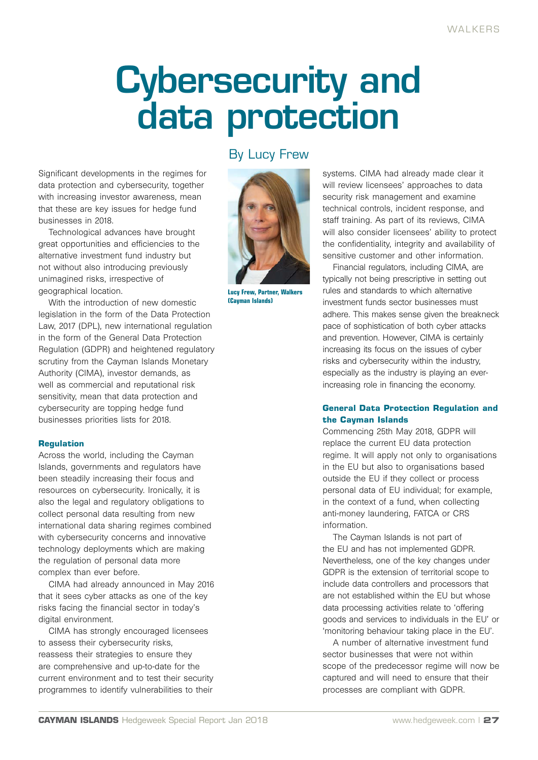# Cybersecurity and data protection

By Lucy Frew

Lucy Frew, Partner, Walkers (Cayman Islands)

Significant developments in the regimes for data protection and cybersecurity, together with increasing investor awareness, mean that these are key issues for hedge fund businesses in 2018.

Technological advances have brought great opportunities and efficiencies to the alternative investment fund industry but not without also introducing previously unimagined risks, irrespective of geographical location.

With the introduction of new domestic legislation in the form of the Data Protection Law, 2017 (DPL), new international regulation in the form of the General Data Protection Regulation (GDPR) and heightened regulatory scrutiny from the Cayman Islands Monetary Authority (CIMA), investor demands, as well as commercial and reputational risk sensitivity, mean that data protection and cybersecurity are topping hedge fund businesses priorities lists for 2018.

### Regulation

Across the world, including the Cayman Islands, governments and regulators have been steadily increasing their focus and resources on cybersecurity. Ironically, it is also the legal and regulatory obligations to collect personal data resulting from new international data sharing regimes combined with cybersecurity concerns and innovative technology deployments which are making the regulation of personal data more complex than ever before.

CIMA had already announced in May 2016 that it sees cyber attacks as one of the key risks facing the financial sector in today's digital environment.

CIMA has strongly encouraged licensees to assess their cybersecurity risks, reassess their strategies to ensure they are comprehensive and up-to-date for the current environment and to test their security programmes to identify vulnerabilities to their systems. CIMA had already made clear it will review licensees' approaches to data security risk management and examine technical controls, incident response, and staff training. As part of its reviews, CIMA will also consider licensees' ability to protect the confidentiality, integrity and availability of sensitive customer and other information.

Financial regulators, including CIMA, are typically not being prescriptive in setting out rules and standards to which alternative investment funds sector businesses must adhere. This makes sense given the breakneck pace of sophistication of both cyber attacks and prevention. However, CIMA is certainly increasing its focus on the issues of cyber risks and cybersecurity within the industry, especially as the industry is playing an ever-increasing role in financing the economy.

### General Data Protection Regulation and the Cayman Islands

Commencing 25th May 2018, GDPR will replace the current EU data protection regime. It will apply not only to organisations in the EU but also to organisations based outside the EU if they collect or process personal data of EU individual; for example, in the context of a fund, when collecting anti-money laundering, FATCA or CRS information.

The Cayman Islands is not part of the EU and has not implemented GDPR. Nevertheless, one of the key changes under GDPR is the extension of territorial scope to include data controllers and processors that are not established within the EU but whose data processing activities relate to 'offering goods and services to individuals in the EU' or 'monitoring behaviour taking place in the EU'.

A number of alternative investment fund sector businesses that were not within scope of the predecessor regime will now be captured and will need to ensure that their processes are compliant with GDPR.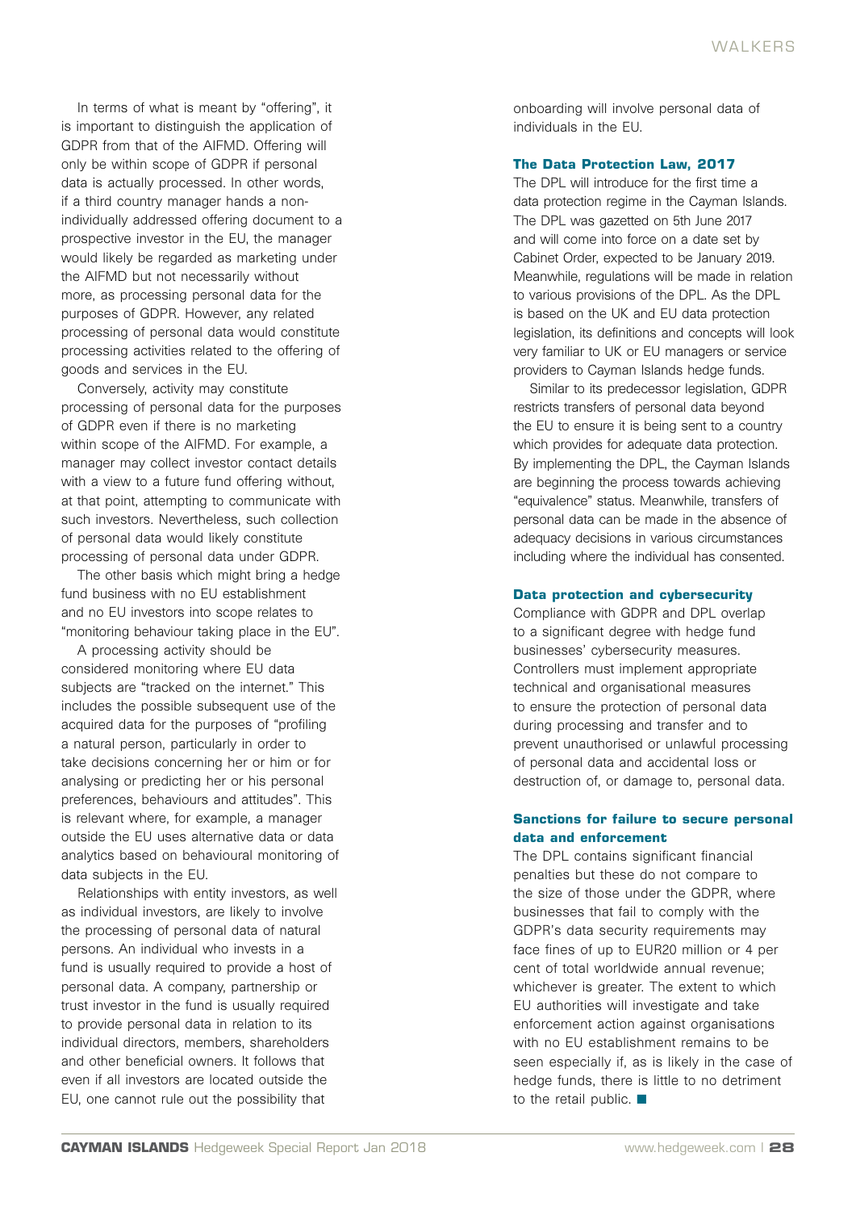In terms of what is meant by "offering", it is important to distinguish the application of GDPR from that of the AIFMD. Offering will only be within scope of GDPR if personal data is actually processed. In other words, if a third country manager hands a non-individually addressed offering document to a prospective investor in the EU, the manager would likely be regarded as marketing under the AIFMD but not necessarily without more, as processing personal data for the purposes of GDPR. However, any related processing of personal data would constitute processing activities related to the offering of goods and services in the EU.

Conversely, activity may constitute processing of personal data for the purposes of GDPR even if there is no marketing within scope of the AIFMD. For example, a manager may collect investor contact details with a view to a future fund offering without, at that point, attempting to communicate with such investors. Nevertheless, such collection of personal data would likely constitute processing of personal data under GDPR.

The other basis which might bring a hedge fund business with no EU establishment and no EU investors into scope relates to "monitoring behaviour taking place in the EU".

A processing activity should be considered monitoring where EU data subjects are "tracked on the internet." This includes the possible subsequent use of the acquired data for the purposes of "profiling a natural person, particularly in order to take decisions concerning her or him or for analysing or predicting her or his personal preferences, behaviours and attitudes". This is relevant where, for example, a manager outside the EU uses alternative data or data analytics based on behavioural monitoring of data subjects in the EU.

Relationships with entity investors, as well as individual investors, are likely to involve the processing of personal data of natural persons. An individual who invests in a fund is usually required to provide a host of personal data. A company, partnership or trust investor in the fund is usually required to provide personal data in relation to its individual directors, members, shareholders and other beneficial owners. It follows that even if all investors are located outside the EU, one cannot rule out the possibility that onboarding will involve personal data of individuals in the EU.

### The Data Protection Law, 2017

The DPL will introduce for the first time a data protection regime in the Cayman Islands. The DPL was gazetted on 5th June 2017 and will come into force on a date set by Cabinet Order, expected to be January 2019. Meanwhile, regulations will be made in relation to various provisions of the DPL. As the DPL is based on the UK and EU data protection legislation, its definitions and concepts will look very familiar to UK or EU managers or service providers to Cayman Islands hedge funds.

Similar to its predecessor legislation, GDPR restricts transfers of personal data beyond the EU to ensure it is being sent to a country which provides for adequate data protection. By implementing the DPL, the Cayman Islands are beginning the process towards achieving "equivalence" status. Meanwhile, transfers of personal data can be made in the absence of adequacy decisions in various circumstances including where the individual has consented.

### Data protection and cybersecurity

Compliance with GDPR and DPL overlap to a significant degree with hedge fund businesses' cybersecurity measures. Controllers must implement appropriate technical and organisational measures to ensure the protection of personal data during processing and transfer and to prevent unauthorised or unlawful processing of personal data and accidental loss or destruction of, or damage to, personal data.

### Sanctions for failure to secure personal data and enforcement

The DPL contains significant financial penalties but these do not compare to the size of those under the GDPR, where businesses that fail to comply with the GDPR's data security requirements may face fines of up to EUR20 million or 4 per cent of total worldwide annual revenue; whichever is greater. The extent to which EU authorities will investigate and take enforcement action against organisations with no EU establishment remains to be seen especially if, as is likely in the case of hedge funds, there is little to no detriment to the retail public. ■